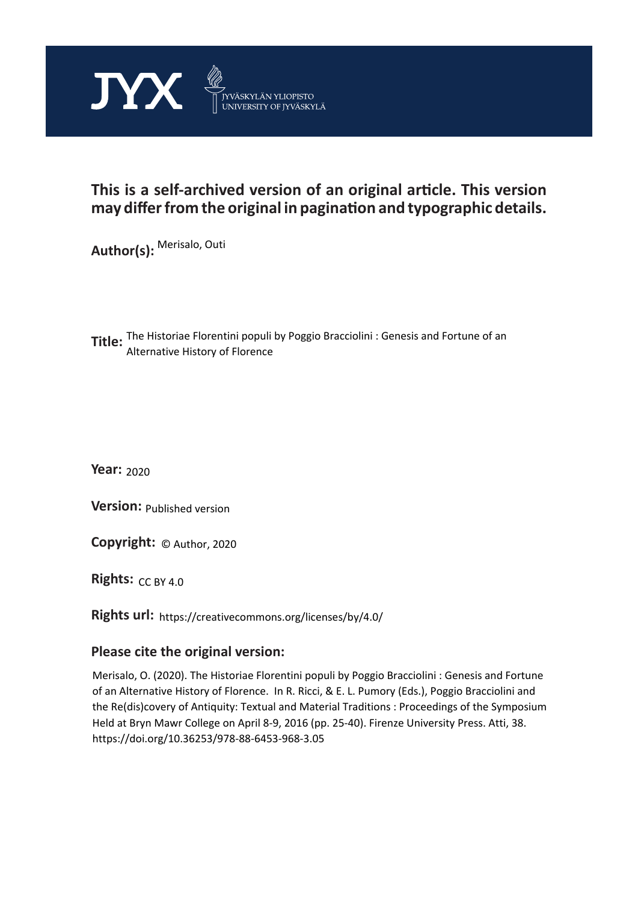JYX JYVÄSKYLÄN YLIOPISTO UNIVERSITY OF JYVÄSKYLÄ

**This is a self-archived version of an original article. This version may differ from the original in pagination and typographic details.**

**Author(s):** Merisalo, Outi

**Title:** The Historiae Florentini populi by Poggio Bracciolini : Genesis and Fortune of an Alternative History of Florence

**Year:** 2020

**Version:** Published version

**Copyright:** © Author, 2020

**Rights:** CC BY 4.0

**Rights url:** https://creativecommons.org/licenses/by/4.0/

**Please cite the original version:**

Merisalo, O. (2020). The Historiae Florentini populi by Poggio Bracciolini : Genesis and Fortune of an Alternative History of Florence. In R. Ricci, & E. L. Pumory (Eds.), Poggio Bracciolini and the Re(dis)covery of Antiquity: Textual and Material Traditions : Proceedings of the Symposium Held at Bryn Mawr College on April 8-9, 2016 (pp. 25-40). Firenze University Press. Atti, 38. https://doi.org/10.36253/978-88-6453-968-3.05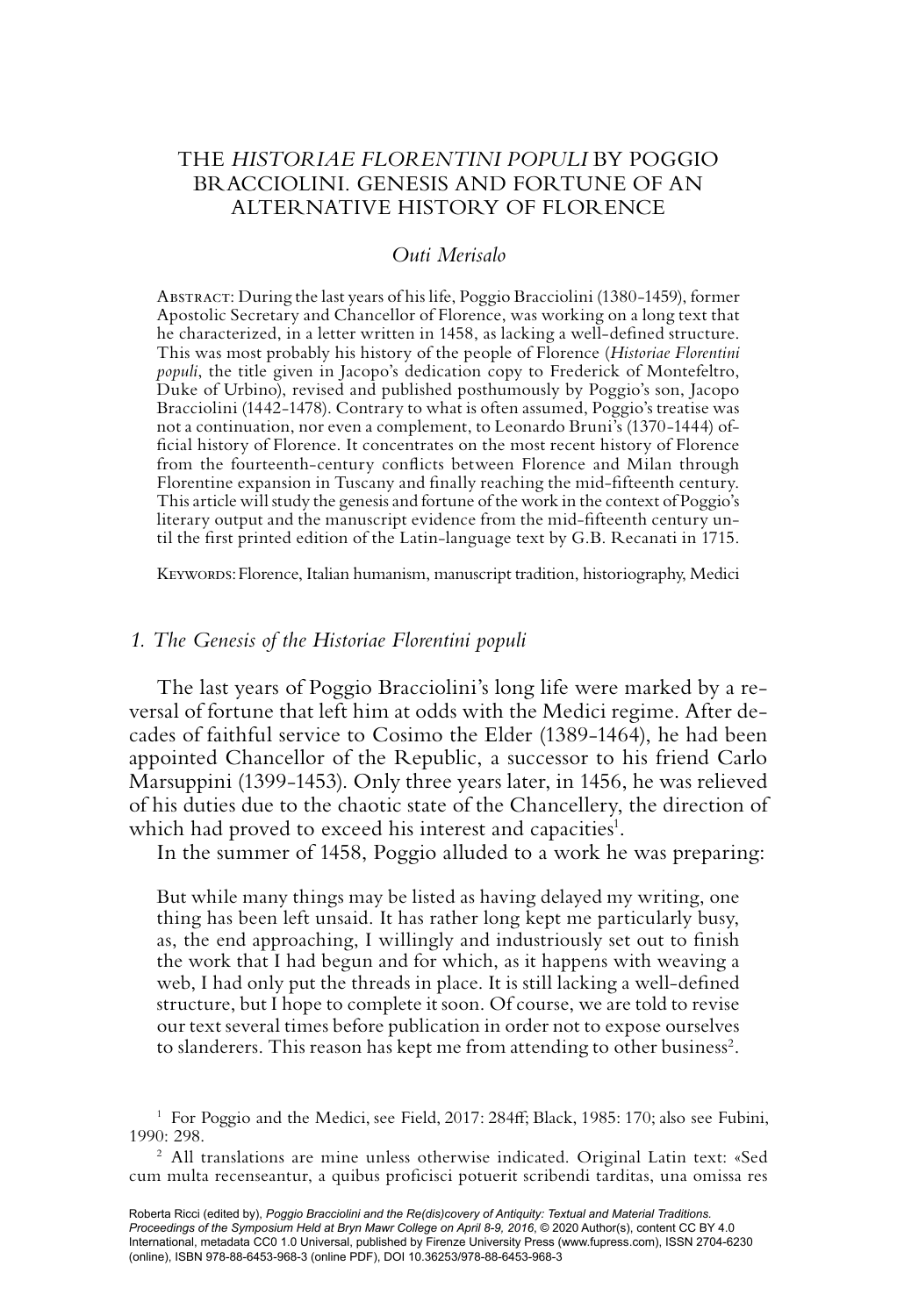# THE *HISTORIAE FLORENTINI POPULI* BY POGGIO BRACCIOLINI. GENESIS AND FORTUNE OF AN ALTERNATIVE HISTORY OF FLORENCE

*Outi Merisalo*

Abstract: During the last years of his life, Poggio Bracciolini (1380-1459), former Apostolic Secretary and Chancellor of Florence, was working on a long text that he characterized, in a letter written in 1458, as lacking a well-defined structure. This was most probably his history of the people of Florence (*Historiae Florentini populi*, the title given in Jacopo's dedication copy to Frederick of Montefeltro, Duke of Urbino), revised and published posthumously by Poggio's son, Jacopo Bracciolini (1442-1478). Contrary to what is often assumed, Poggio's treatise was not a continuation, nor even a complement, to Leonardo Bruni's (1370-1444) official history of Florence. It concentrates on the most recent history of Florence from the fourteenth-century conflicts between Florence and Milan through Florentine expansion in Tuscany and finally reaching the mid-fifteenth century. This article will study the genesis and fortune of the work in the context of Poggio's literary output and the manuscript evidence from the mid-fifteenth century until the first printed edition of the Latin-language text by G.B. Recanati in 1715.

Keywords: Florence, Italian humanism, manuscript tradition, historiography, Medici

## 1. The Genesis of the Historiae Florentini populi

The last years of Poggio Bracciolini's long life were marked by a reversal of fortune that left him at odds with the Medici regime. After decades of faithful service to Cosimo the Elder (1389-1464), he had been appointed Chancellor of the Republic, a successor to his friend Carlo Marsuppini (1399-1453). Only three years later, in 1456, he was relieved of his duties due to the chaotic state of the Chancellery, the direction of which had proved to exceed his interest and capacities[1].

In the summer of 1458, Poggio alluded to a work he was preparing:

> But while many things may be listed as having delayed my writing, one thing has been left unsaid. It has rather long kept me particularly busy, as, the end approaching, I willingly and industriously set out to finish the work that I had begun and for which, as it happens with weaving a web, I had only put the threads in place. It is still lacking a well-defined structure, but I hope to complete it soon. Of course, we are told to revise our text several times before publication in order not to expose ourselves to slanderers. This reason has kept me from attending to other business[2].

[1] For Poggio and the Medici, see Field, 2017: 284ff; Black, 1985: 170; also see Fubini, 1990: 298.

[2] All translations are mine unless otherwise indicated. Original Latin text: «Sed cum multa recenseantur, a quibus proficisci potuerit scribendi tarditas, una omissa res

Roberta Ricci (edited by), *Poggio Bracciolini and the Re(dis)covery of Antiquity: Textual and Material Traditions. Proceedings of the Symposium Held at Bryn Mawr College on April 8-9, 2016*, © 2020 Author(s), content CC BY 4.0 International, metadata CC0 1.0 Universal, published by Firenze University Press (www.fupress.com), ISSN 2704-6230 (online), ISBN 978-88-6453-968-3 (online PDF), DOI 10.36253/978-88-6453-968-3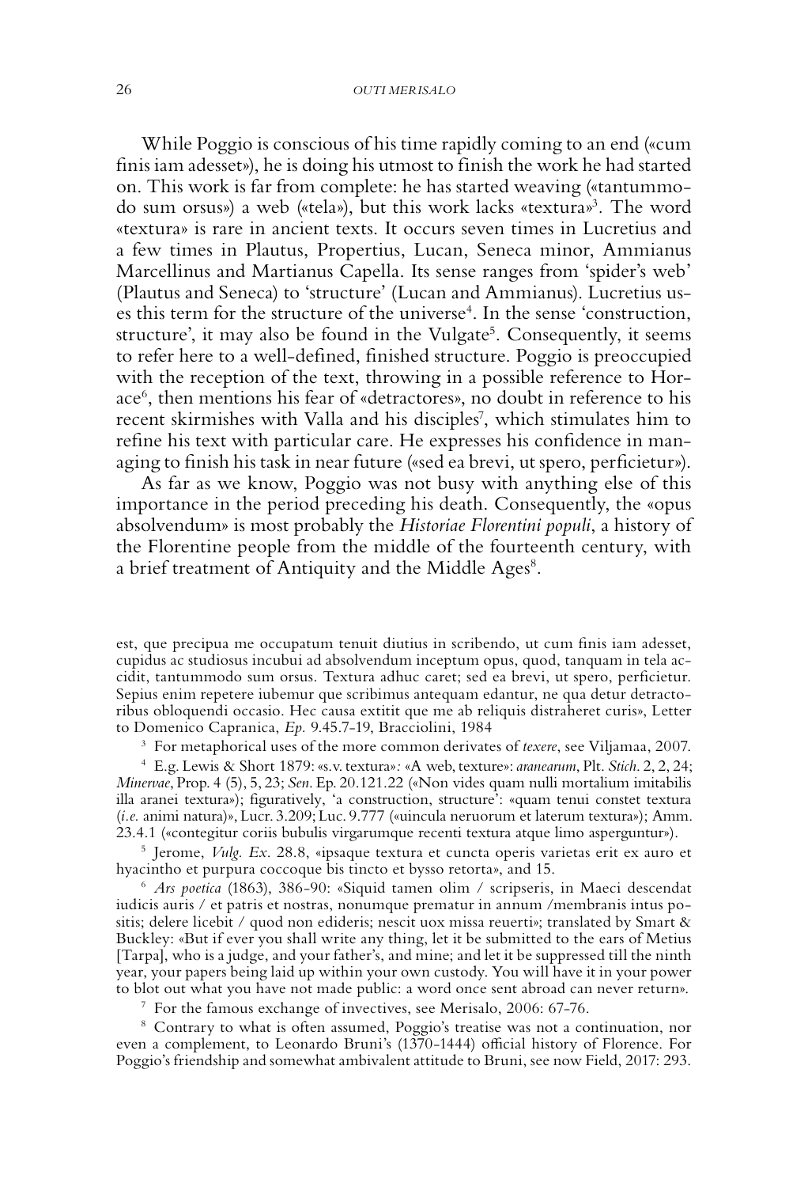While Poggio is conscious of his time rapidly coming to an end («cum finis iam adesset»), he is doing his utmost to finish the work he had started on. This work is far from complete: he has started weaving («tantummodo sum orsus») a web («tela»), but this work lacks «textura»[3]. The word «textura» is rare in ancient texts. It occurs seven times in Lucretius and a few times in Plautus, Propertius, Lucan, Seneca minor, Ammianus Marcellinus and Martianus Capella. Its sense ranges from 'spider's web' (Plautus and Seneca) to 'structure' (Lucan and Ammianus). Lucretius uses this term for the structure of the universe[4]. In the sense 'construction, structure', it may also be found in the Vulgate[5]. Consequently, it seems to refer here to a well-defined, finished structure. Poggio is preoccupied with the reception of the text, throwing in a possible reference to Horace[6], then mentions his fear of «detractores», no doubt in reference to his recent skirmishes with Valla and his disciples[7], which stimulates him to refine his text with particular care. He expresses his confidence in managing to finish his task in near future («sed ea brevi, ut spero, perficietur»).

As far as we know, Poggio was not busy with anything else of this importance in the period preceding his death. Consequently, the «opus absolvendum» is most probably the *Historiae Florentini populi*, a history of the Florentine people from the middle of the fourteenth century, with a brief treatment of Antiquity and the Middle Ages[8].

---

est, que precipua me occupatum tenuit diutius in scribendo, ut cum finis iam adesset, cupidus ac studiosus incubui ad absolvendum inceptum opus, quod, tanquam in tela accidit, tantummodo sum orsus. Textura adhuc caret; sed ea brevi, ut spero, perficietur. Sepius enim repetere iubemur que scribimus antequam edantur, ne qua detur detractoribus obloquendi occasio. Hec causa extitit que me ab reliquis distraheret curis», Letter to Domenico Capranica, *Ep.* 9.45.7-19, Bracciolini, 1984

[3] For metaphorical uses of the more common derivates of *texere*, see Viljamaa, 2007.

[4] E.g. Lewis & Short 1879: «s.v. textura»*:* «A web, texture»: *aranearum*, Plt. *Stich.* 2, 2, 24; *Minervae*, Prop. 4 (5), 5, 23; *Sen.* Ep. 20.121.22 («Non vides quam nulli mortalium imitabilis illa aranei textura»); figuratively, 'a construction, structure': «quam tenui constet textura (*i.e.* animi natura)», Lucr. 3.209; Luc. 9.777 («uincula neruorum et laterum textura»); Amm. 23.4.1 («contegitur coriis bubulis virgarumque recenti textura atque limo asperguntur»).

[5] Jerome, *Vulg. Ex.* 28.8, «ipsaque textura et cuncta operis varietas erit ex auro et hyacintho et purpura coccoque bis tincto et bysso retorta», and 15.

[6] *Ars poetica* (1863), 386-90: «Siquid tamen olim / scripseris, in Maeci descendat iudicis auris / et patris et nostras, nonumque prematur in annum /membranis intus positis; delere licebit / quod non edideris; nescit uox missa reuerti»; translated by Smart & Buckley: «But if ever you shall write any thing, let it be submitted to the ears of Metius [Tarpa], who is a judge, and your father's, and mine; and let it be suppressed till the ninth year, your papers being laid up within your own custody. You will have it in your power to blot out what you have not made public: a word once sent abroad can never return».

[7] For the famous exchange of invectives, see Merisalo, 2006: 67-76.

[8] Contrary to what is often assumed, Poggio's treatise was not a continuation, nor even a complement, to Leonardo Bruni's (1370-1444) official history of Florence. For Poggio's friendship and somewhat ambivalent attitude to Bruni, see now Field, 2017: 293.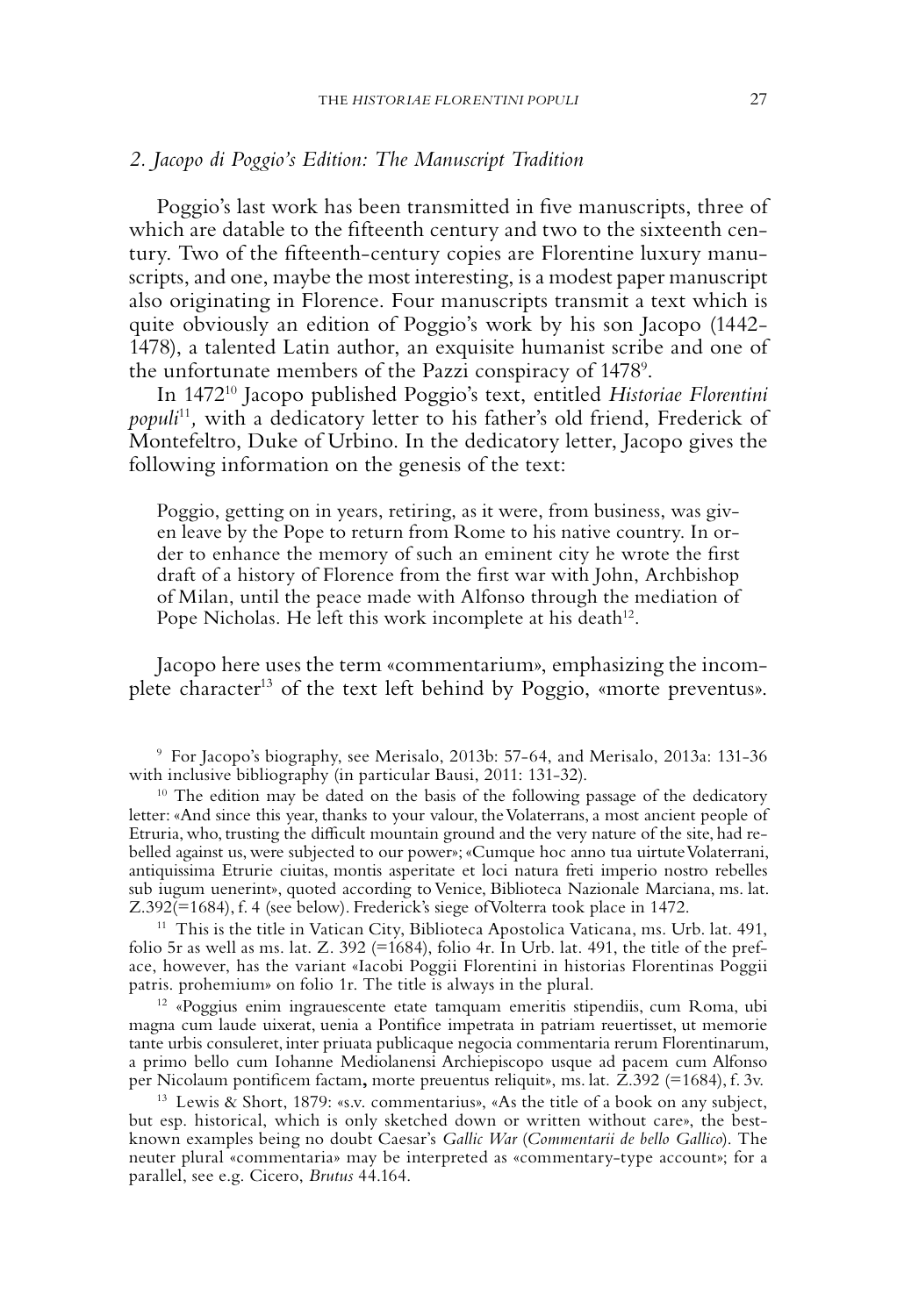## 2. *Jacopo di Poggio's Edition: The Manuscript Tradition*

Poggio's last work has been transmitted in five manuscripts, three of which are datable to the fifteenth century and two to the sixteenth century. Two of the fifteenth-century copies are Florentine luxury manuscripts, and one, maybe the most interesting, is a modest paper manuscript also originating in Florence. Four manuscripts transmit a text which is quite obviously an edition of Poggio's work by his son Jacopo (1442-1478), a talented Latin author, an exquisite humanist scribe and one of the unfortunate members of the Pazzi conspiracy of 1478[9].

In 1472[10] Jacopo published Poggio's text, entitled *Historiae Florentini populi*[11], with a dedicatory letter to his father's old friend, Frederick of Montefeltro, Duke of Urbino. In the dedicatory letter, Jacopo gives the following information on the genesis of the text:

> Poggio, getting on in years, retiring, as it were, from business, was given leave by the Pope to return from Rome to his native country. In order to enhance the memory of such an eminent city he wrote the first draft of a history of Florence from the first war with John, Archbishop of Milan, until the peace made with Alfonso through the mediation of Pope Nicholas. He left this work incomplete at his death[12].

Jacopo here uses the term «commentarium», emphasizing the incomplete character[13] of the text left behind by Poggio, «morte preventus».

---

[9] For Jacopo's biography, see Merisalo, 2013b: 57-64, and Merisalo, 2013a: 131-36 with inclusive bibliography (in particular Bausi, 2011: 131-32).

[10] The edition may be dated on the basis of the following passage of the dedicatory letter: «And since this year, thanks to your valour, the Volaterrans, a most ancient people of Etruria, who, trusting the difficult mountain ground and the very nature of the site, had rebelled against us, were subjected to our power»; «Cumque hoc anno tua uirtute Volaterrani, antiquissima Etrurie ciuitas, montis asperitate et loci natura freti imperio nostro rebelles sub iugum uenerint», quoted according to Venice, Biblioteca Nazionale Marciana, ms. lat. Z.392(=1684), f. 4 (see below). Frederick's siege of Volterra took place in 1472.

[11] This is the title in Vatican City, Biblioteca Apostolica Vaticana, ms. Urb. lat. 491, folio 5r as well as ms. lat. Z. 392 (=1684), folio 4r. In Urb. lat. 491, the title of the preface, however, has the variant «Iacobi Poggii Florentini in historias Florentinas Poggii patris. prohemium» on folio 1r. The title is always in the plural.

[12] «Poggius enim ingrauescente etate tamquam emeritis stipendiis, cum Roma, ubi magna cum laude uixerat, uenia a Pontifice impetrata in patriam reuertisset, ut memorie tante urbis consuleret, inter priuata publicaque negocia commentaria rerum Florentinarum, a primo bello cum Iohanne Mediolanensi Archiepiscopo usque ad pacem cum Alfonso per Nicolaum pontificem factam, morte preuentus reliquit», ms. lat. Z.392 (=1684), f. 3v.

[13] Lewis & Short, 1879: «s.v. commentarius», «As the title of a book on any subject, but esp. historical, which is only sketched down or written without care», the best-known examples being no doubt Caesar's *Gallic War* (*Commentarii de bello Gallico*). The neuter plural «commentaria» may be interpreted as «commentary-type account»; for a parallel, see e.g. Cicero, *Brutus* 44.164.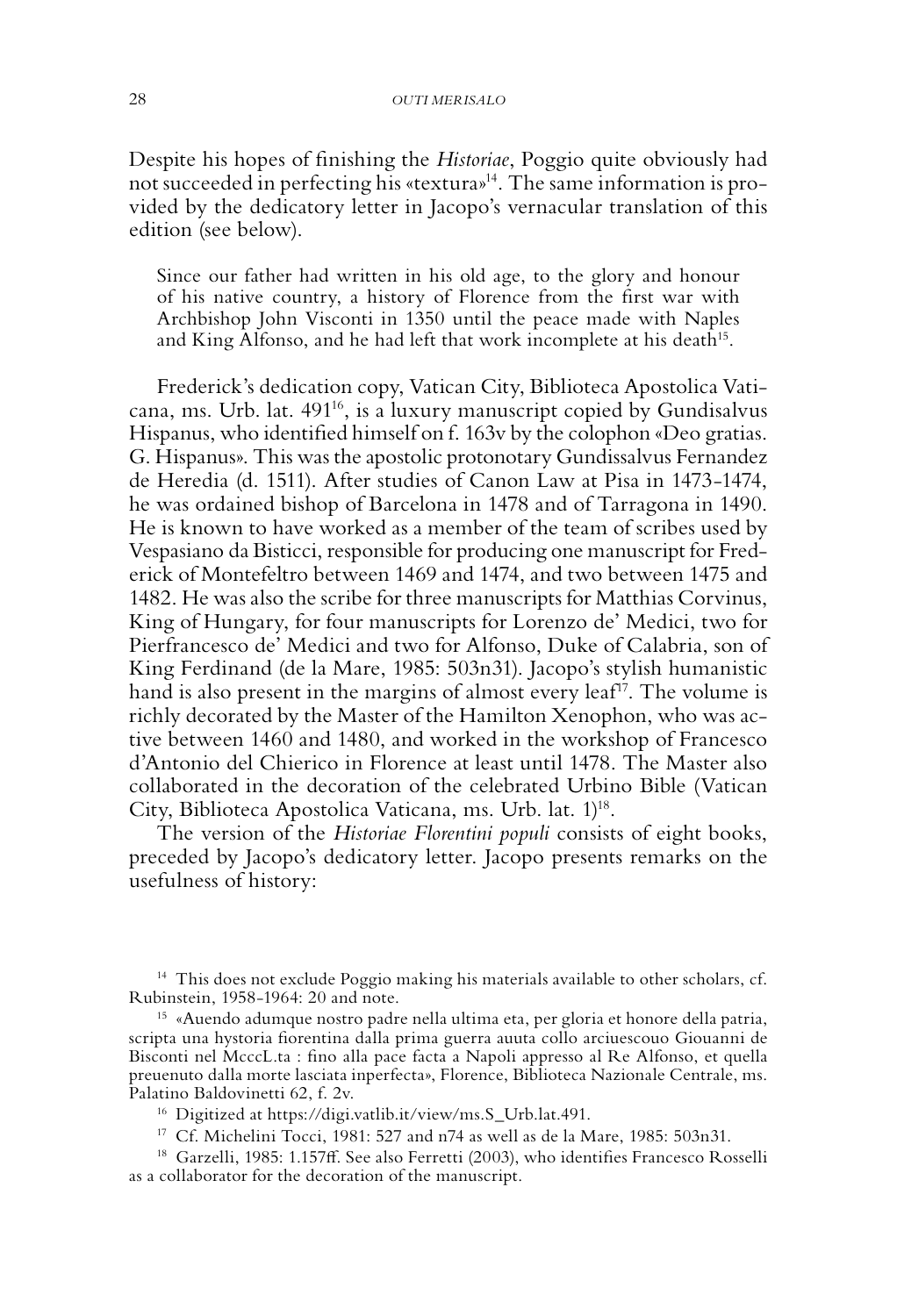Despite his hopes of finishing the *Historiae*, Poggio quite obviously had not succeeded in perfecting his «textura»[14]. The same information is provided by the dedicatory letter in Jacopo's vernacular translation of this edition (see below).

> Since our father had written in his old age, to the glory and honour of his native country, a history of Florence from the first war with Archbishop John Visconti in 1350 until the peace made with Naples and King Alfonso, and he had left that work incomplete at his death[15].

Frederick's dedication copy, Vatican City, Biblioteca Apostolica Vaticana, ms. Urb. lat. 491[16], is a luxury manuscript copied by Gundisalvus Hispanus, who identified himself on f. 163v by the colophon «Deo gratias. G. Hispanus». This was the apostolic protonotary Gundissalvus Fernandez de Heredia (d. 1511). After studies of Canon Law at Pisa in 1473-1474, he was ordained bishop of Barcelona in 1478 and of Tarragona in 1490. He is known to have worked as a member of the team of scribes used by Vespasiano da Bisticci, responsible for producing one manuscript for Frederick of Montefeltro between 1469 and 1474, and two between 1475 and 1482. He was also the scribe for three manuscripts for Matthias Corvinus, King of Hungary, for four manuscripts for Lorenzo de' Medici, two for Pierfrancesco de' Medici and two for Alfonso, Duke of Calabria, son of King Ferdinand (de la Mare, 1985: 503n31). Jacopo's stylish humanistic hand is also present in the margins of almost every leaf[17]. The volume is richly decorated by the Master of the Hamilton Xenophon, who was active between 1460 and 1480, and worked in the workshop of Francesco d'Antonio del Chierico in Florence at least until 1478. The Master also collaborated in the decoration of the celebrated Urbino Bible (Vatican City, Biblioteca Apostolica Vaticana, ms. Urb. lat. 1)[18].

The version of the *Historiae Florentini populi* consists of eight books, preceded by Jacopo's dedicatory letter. Jacopo presents remarks on the usefulness of history:

---

[14] This does not exclude Poggio making his materials available to other scholars, cf. Rubinstein, 1958-1964: 20 and note.

[15] «Auendo adumque nostro padre nella ultima eta, per gloria et honore della patria, scripta una hystoria fiorentina dalla prima guerra auuta collo arciuescouo Giouanni de Bisconti nel McccL.ta : fino alla pace facta a Napoli appresso al Re Alfonso, et quella preuenuto dalla morte lasciata inperfecta», Florence, Biblioteca Nazionale Centrale, ms. Palatino Baldovinetti 62, f. 2v.

[16] Digitized at https://digi.vatlib.it/view/ms.S_Urb.lat.491.

[17] Cf. Michelini Tocci, 1981: 527 and n74 as well as de la Mare, 1985: 503n31.

[18] Garzelli, 1985: 1.157ff. See also Ferretti (2003), who identifies Francesco Rosselli as a collaborator for the decoration of the manuscript.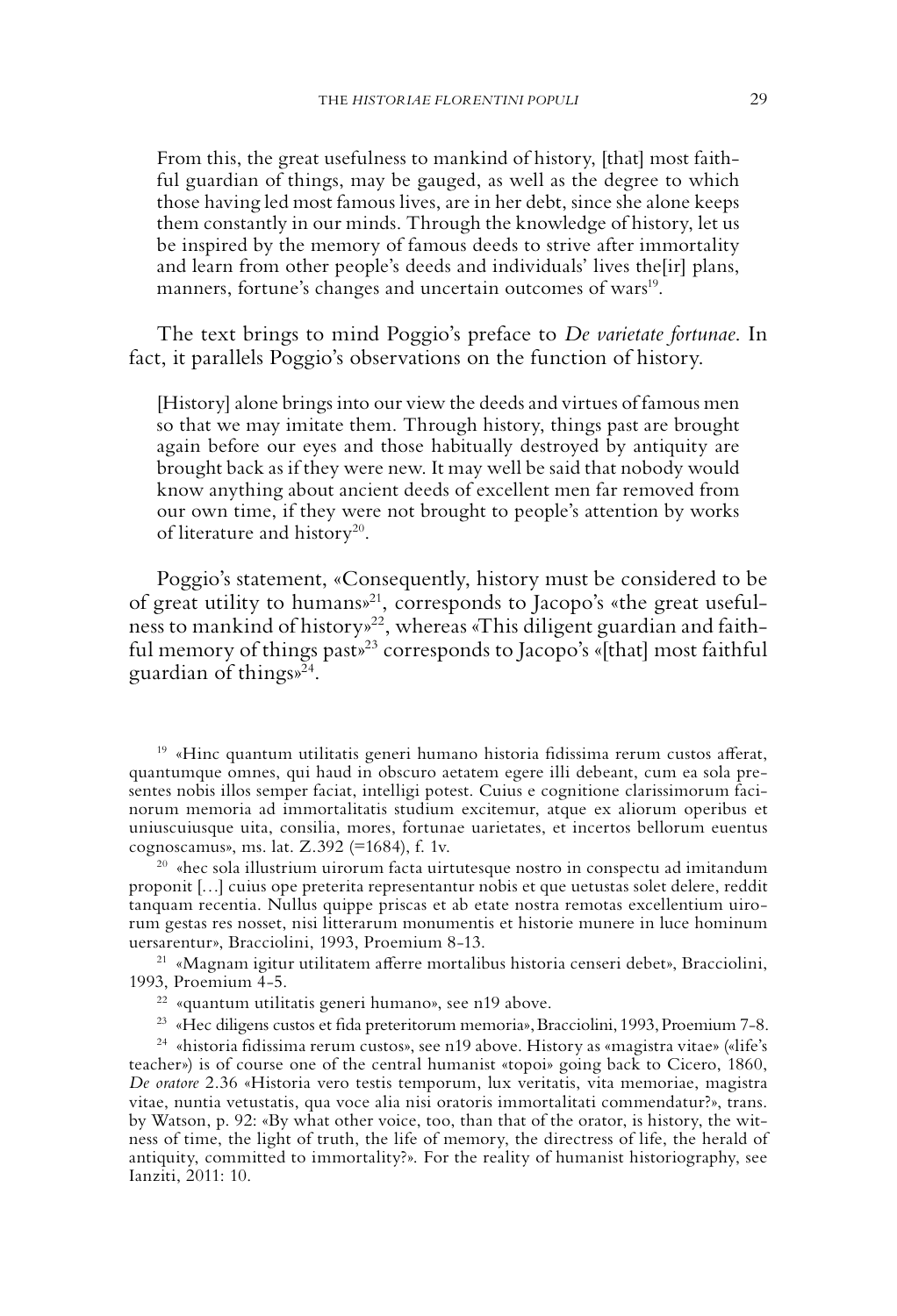> From this, the great usefulness to mankind of history, [that] most faithful guardian of things, may be gauged, as well as the degree to which those having led most famous lives, are in her debt, since she alone keeps them constantly in our minds. Through the knowledge of history, let us be inspired by the memory of famous deeds to strive after immortality and learn from other people's deeds and individuals' lives the[ir] plans, manners, fortune's changes and uncertain outcomes of wars[19].

The text brings to mind Poggio's preface to *De varietate fortunae*. In fact, it parallels Poggio's observations on the function of history.

> [History] alone brings into our view the deeds and virtues of famous men so that we may imitate them. Through history, things past are brought again before our eyes and those habitually destroyed by antiquity are brought back as if they were new. It may well be said that nobody would know anything about ancient deeds of excellent men far removed from our own time, if they were not brought to people's attention by works of literature and history[20].

Poggio's statement, «Consequently, history must be considered to be of great utility to humans»[21], corresponds to Jacopo's «the great usefulness to mankind of history»[22], whereas «This diligent guardian and faithful memory of things past»[23] corresponds to Jacopo's «[that] most faithful guardian of things»[24].

---

[19] «Hinc quantum utilitatis generi humano historia fidissima rerum custos afferat, quantumque omnes, qui haud in obscuro aetatem egere illi debeant, cum ea sola presentes nobis illos semper faciat, intelligi potest. Cuius e cognitione clarissimorum facinorum memoria ad immortalitatis studium excitemur, atque ex aliorum operibus et uniuscuiusque uita, consilia, mores, fortunae uarietates, et incertos bellorum euentus cognoscamus», ms. lat. Z.392 (=1684), f. 1v.

[20] «hec sola illustrium uirorum facta uirtutesque nostro in conspectu ad imitandum proponit […] cuius ope preterita representantur nobis et que uetustas solet delere, reddit tanquam recentia. Nullus quippe priscas et ab etate nostra remotas excellentium uirorum gestas res nosset, nisi litterarum monumentis et historie munere in luce hominum uersarentur», Bracciolini, 1993, Proemium 8-13.

[21] «Magnam igitur utilitatem afferre mortalibus historia censeri debet», Bracciolini, 1993, Proemium 4-5.

[22] «quantum utilitatis generi humano», see n19 above.

[23] «Hec diligens custos et fida preteritorum memoria», Bracciolini, 1993, Proemium 7-8.

[24] «historia fidissima rerum custos», see n19 above. History as «magistra vitae» («life's teacher») is of course one of the central humanist «topoi» going back to Cicero, 1860, *De oratore* 2.36 «Historia vero testis temporum, lux veritatis, vita memoriae, magistra vitae, nuntia vetustatis, qua voce alia nisi oratoris immortalitati commendatur?», trans. by Watson, p. 92: «By what other voice, too, than that of the orator, is history, the witness of time, the light of truth, the life of memory, the directress of life, the herald of antiquity, committed to immortality?». For the reality of humanist historiography, see Ianziti, 2011: 10.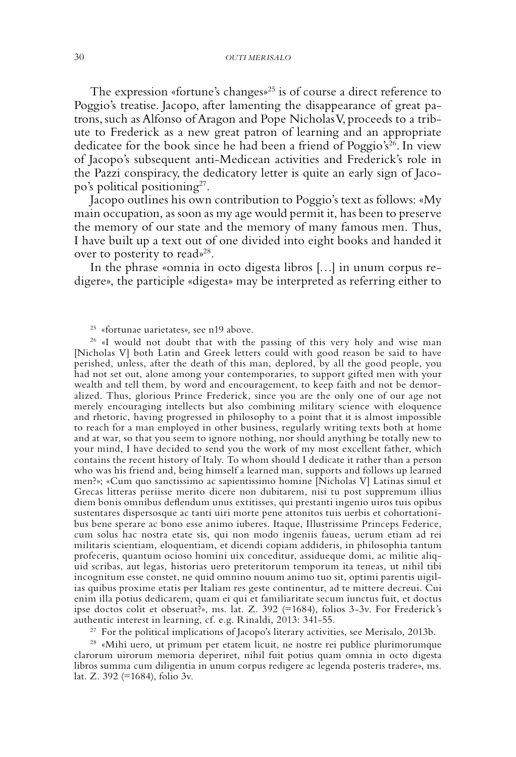The expression «fortune's changes»[25] is of course a direct reference to Poggio's treatise. Jacopo, after lamenting the disappearance of great patrons, such as Alfonso of Aragon and Pope Nicholas V, proceeds to a tribute to Frederick as a new great patron of learning and an appropriate dedicatee for the book since he had been a friend of Poggio's[26]. In view of Jacopo's subsequent anti-Medicean activities and Frederick's role in the Pazzi conspiracy, the dedicatory letter is quite an early sign of Jacopo's political positioning[27].

Jacopo outlines his own contribution to Poggio's text as follows: «My main occupation, as soon as my age would permit it, has been to preserve the memory of our state and the memory of many famous men. Thus, I have built up a text out of one divided into eight books and handed it over to posterity to read»[28].

In the phrase «omnia in octo digesta libros [...] in unum corpus redigere», the participle «digesta» may be interpreted as referring either to

---

[25] «fortunae uarietates», see n19 above.

[26] «I would not doubt that with the passing of this very holy and wise man [Nicholas V] both Latin and Greek letters could with good reason be said to have perished, unless, after the death of this man, deplored, by all the good people, you had not set out, alone among your contemporaries, to support gifted men with your wealth and tell them, by word and encouragement, to keep faith and not be demoralized. Thus, glorious Prince Frederick, since you are the only one of our age not merely encouraging intellects but also combining military science with eloquence and rhetoric, having progressed in philosophy to a point that it is almost impossible to reach for a man employed in other business, regularly writing texts both at home and at war, so that you seem to ignore nothing, nor should anything be totally new to your mind, I have decided to send you the work of my most excellent father, which contains the recent history of Italy. To whom should I dedicate it rather than a person who was his friend and, being himself a learned man, supports and follows up learned men?»; «Cum quo sanctissimo ac sapientissimo homine [Nicholas V] Latinas simul et Grecas litteras periisse merito dicere non dubitarem, nisi tu post supremum illius diem bonis omnibus deflendum unus extitisses, qui prestanti ingenio uiros tuis opibus sustentares dispersosque ac tanti uiri morte pene attonitos tuis uerbis et cohortationibus bene sperare ac bono esse animo iuberes. Itaque, Illustrissime Princeps Federice, cum solus hac nostra etate sis, qui non modo ingeniis faueas, uerum etiam ad rei militaris scientiam, eloquentiam, et dicendi copiam addideris, in philosophia tantum profeceris, quantum ocioso homini uix conceditur, assidueque domi, ac militie aliquid scribas, aut legas, historias uero preteritorum temporum ita teneas, ut nihil tibi incognitum esse constet, ne quid omnino nouum animo tuo sit, optimi parentis uigilias quibus proxime etatis per Italiam res geste continentur, ad te mittere decreui. Cui enim illa potius dedicarem, quam ei qui et familiaritate secum iunctus fuit, et doctus ipse doctos colit et obseruat?», ms. lat. Z. 392 (=1684), folios 3-3v. For Frederick's authentic interest in learning, cf. e.g. Rinaldi, 2013: 341-55.

[27] For the political implications of Jacopo's literary activities, see Merisalo, 2013b.

[28] «Mihi uero, ut primum per etatem licuit, ne nostre rei publice plurimorumque clarorum uirorum memoria deperiret, nihil fuit potius quam omnia in octo digesta libros summa cum diligentia in unum corpus redigere ac legenda posteris tradere», ms. lat. Z. 392 (=1684), folio 3v.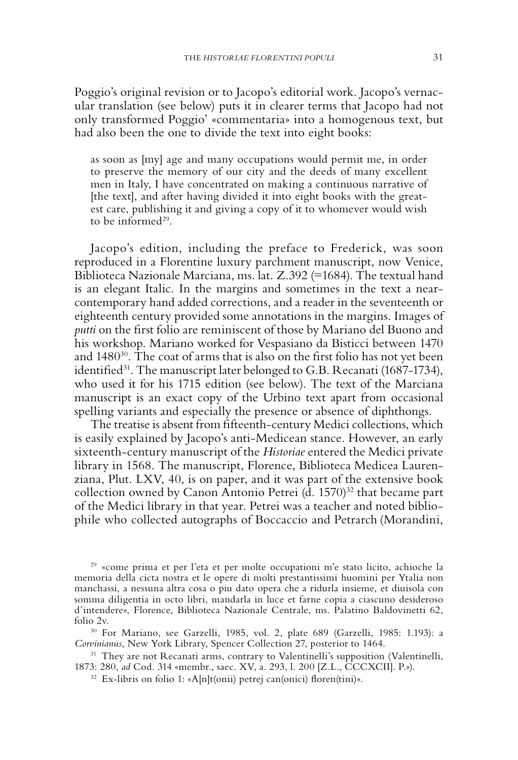Poggio's original revision or to Jacopo's editorial work. Jacopo's vernacular translation (see below) puts it in clearer terms that Jacopo had not only transformed Poggio' «commentaria» into a homogenous text, but had also been the one to divide the text into eight books:

> as soon as [my] age and many occupations would permit me, in order to preserve the memory of our city and the deeds of many excellent men in Italy, I have concentrated on making a continuous narrative of [the text], and after having divided it into eight books with the greatest care, publishing it and giving a copy of it to whomever would wish to be informed[29].

Jacopo's edition, including the preface to Frederick, was soon reproduced in a Florentine luxury parchment manuscript, now Venice, Biblioteca Nazionale Marciana, ms. lat. Z.392 (=1684). The textual hand is an elegant Italic. In the margins and sometimes in the text a near-contemporary hand added corrections, and a reader in the seventeenth or eighteenth century provided some annotations in the margins. Images of *putti* on the first folio are reminiscent of those by Mariano del Buono and his workshop. Mariano worked for Vespasiano da Bisticci between 1470 and 1480[30]. The coat of arms that is also on the first folio has not yet been identified[31]. The manuscript later belonged to G.B. Recanati (1687-1734), who used it for his 1715 edition (see below). The text of the Marciana manuscript is an exact copy of the Urbino text apart from occasional spelling variants and especially the presence or absence of diphthongs.

The treatise is absent from fifteenth-century Medici collections, which is easily explained by Jacopo's anti-Medicean stance. However, an early sixteenth-century manuscript of the *Historiae* entered the Medici private library in 1568. The manuscript, Florence, Biblioteca Medicea Laurenziana, Plut. LXV, 40, is on paper, and it was part of the extensive book collection owned by Canon Antonio Petrei (d. 1570)[32] that became part of the Medici library in that year. Petrei was a teacher and noted bibliophile who collected autographs of Boccaccio and Petrarch (Morandini,

---

[29] «come prima et per l'eta et per molte occupationi m'e stato licito, achioche la memoria della cicta nostra et le opere di molti prestantissimi huomini per Ytalia non manchassi, a nessuna altra cosa o piu dato opera che a ridurla insieme, et diuisola con somma diligentia in octo libri, mandarla in luce et farne copia a ciascuno desideroso d'intendere», Florence, Biblioteca Nazionale Centrale, ms. Palatino Baldovinetti 62, folio 2v.

[30] For Mariano, see Garzelli, 1985, vol. 2, plate 689 (Garzelli, 1985: 1.193): a *Corvinianus*, New York Library, Spencer Collection 27, posterior to 1464.

[31] They are not Recanati arms, contrary to Valentinelli's supposition (Valentinelli, 1873: 280, *ad* Cod. 314 «membr., saec. XV, a. 293, l. 200 [Z.L., CCCXCII]. P.»).

[32] Ex-libris on folio 1: «A[n]t(onii) petrej can(onici) floren(tini)».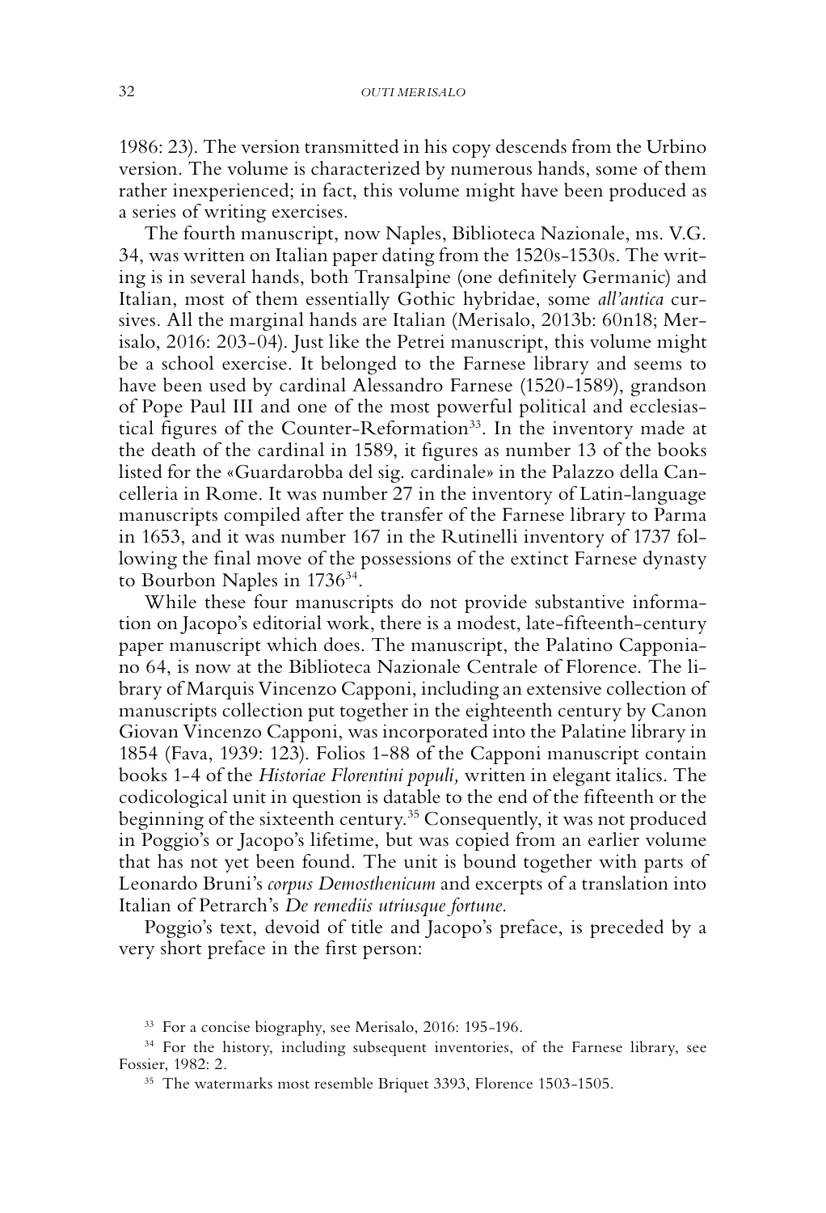1986: 23). The version transmitted in his copy descends from the Urbino version. The volume is characterized by numerous hands, some of them rather inexperienced; in fact, this volume might have been produced as a series of writing exercises.

The fourth manuscript, now Naples, Biblioteca Nazionale, ms. V.G. 34, was written on Italian paper dating from the 1520s-1530s. The writing is in several hands, both Transalpine (one definitely Germanic) and Italian, most of them essentially Gothic hybridae, some *all'antica* cursives. All the marginal hands are Italian (Merisalo, 2013b: 60n18; Merisalo, 2016: 203-04). Just like the Petrei manuscript, this volume might be a school exercise. It belonged to the Farnese library and seems to have been used by cardinal Alessandro Farnese (1520-1589), grandson of Pope Paul III and one of the most powerful political and ecclesiastical figures of the Counter-Reformation[33]. In the inventory made at the death of the cardinal in 1589, it figures as number 13 of the books listed for the «Guardarobba del sig. cardinale» in the Palazzo della Cancelleria in Rome. It was number 27 in the inventory of Latin-language manuscripts compiled after the transfer of the Farnese library to Parma in 1653, and it was number 167 in the Rutinelli inventory of 1737 following the final move of the possessions of the extinct Farnese dynasty to Bourbon Naples in 1736[34].

While these four manuscripts do not provide substantive information on Jacopo's editorial work, there is a modest, late-fifteenth-century paper manuscript which does. The manuscript, the Palatino Capponiano 64, is now at the Biblioteca Nazionale Centrale of Florence. The library of Marquis Vincenzo Capponi, including an extensive collection of manuscripts collection put together in the eighteenth century by Canon Giovan Vincenzo Capponi, was incorporated into the Palatine library in 1854 (Fava, 1939: 123). Folios 1-88 of the Capponi manuscript contain books 1-4 of the *Historiae Florentini populi,* written in elegant italics. The codicological unit in question is datable to the end of the fifteenth or the beginning of the sixteenth century.[35] Consequently, it was not produced in Poggio's or Jacopo's lifetime, but was copied from an earlier volume that has not yet been found. The unit is bound together with parts of Leonardo Bruni's *corpus Demosthenicum* and excerpts of a translation into Italian of Petrarch's *De remediis utriusque fortune.*

Poggio's text, devoid of title and Jacopo's preface, is preceded by a very short preface in the first person:

[33] For a concise biography, see Merisalo, 2016: 195-196.

[34] For the history, including subsequent inventories, of the Farnese library, see Fossier, 1982: 2.

[35] The watermarks most resemble Briquet 3393, Florence 1503-1505.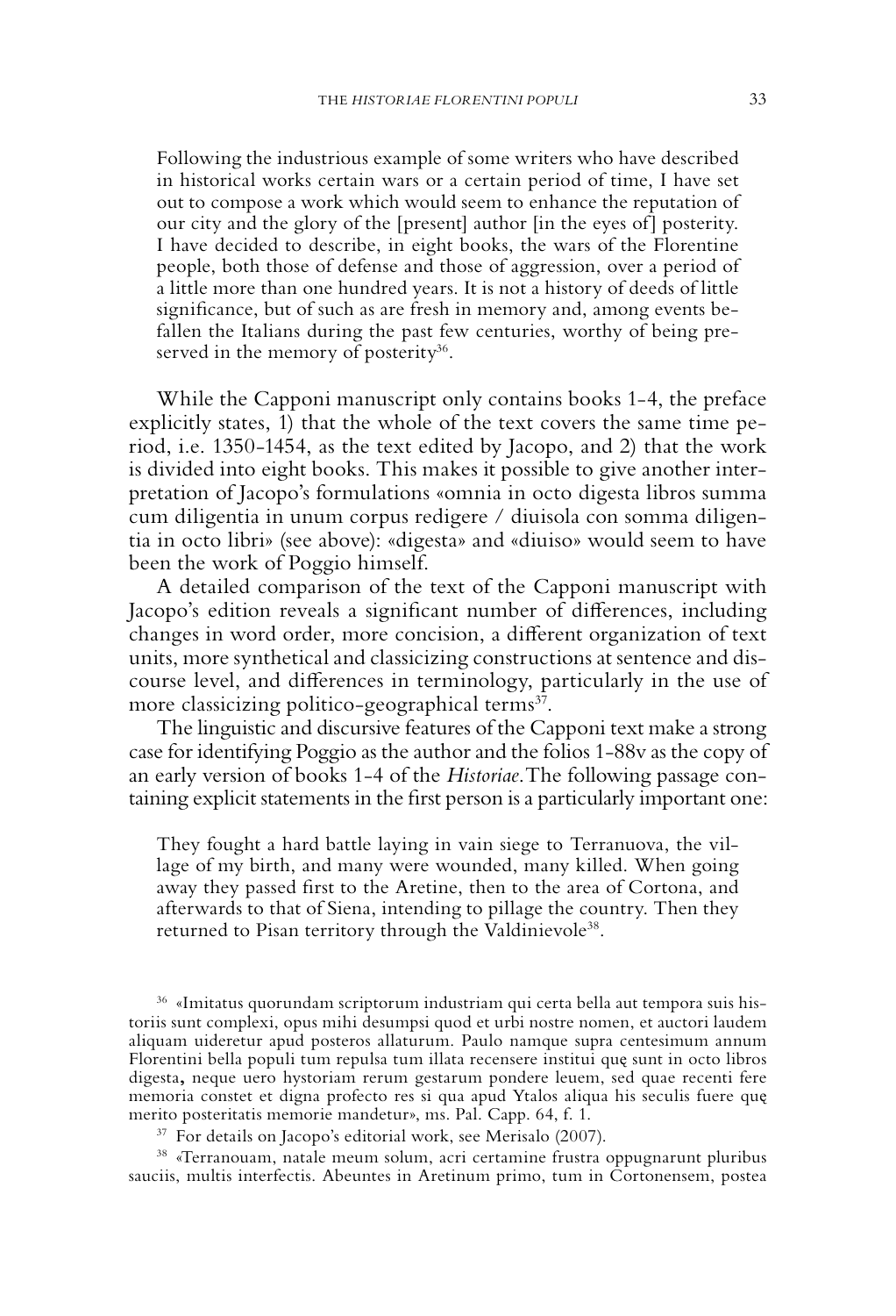> Following the industrious example of some writers who have described in historical works certain wars or a certain period of time, I have set out to compose a work which would seem to enhance the reputation of our city and the glory of the [present] author [in the eyes of] posterity. I have decided to describe, in eight books, the wars of the Florentine people, both those of defense and those of aggression, over a period of a little more than one hundred years. It is not a history of deeds of little significance, but of such as are fresh in memory and, among events befallen the Italians during the past few centuries, worthy of being preserved in the memory of posterity[36].

While the Capponi manuscript only contains books 1-4, the preface explicitly states, 1) that the whole of the text covers the same time period, i.e. 1350-1454, as the text edited by Jacopo, and 2) that the work is divided into eight books. This makes it possible to give another interpretation of Jacopo's formulations «omnia in octo digesta libros summa cum diligentia in unum corpus redigere / diuisola con somma diligentia in octo libri» (see above): «digesta» and «diuiso» would seem to have been the work of Poggio himself.

A detailed comparison of the text of the Capponi manuscript with Jacopo's edition reveals a significant number of differences, including changes in word order, more concision, a different organization of text units, more synthetical and classicizing constructions at sentence and discourse level, and differences in terminology, particularly in the use of more classicizing politico-geographical terms[37].

The linguistic and discursive features of the Capponi text make a strong case for identifying Poggio as the author and the folios 1-88v as the copy of an early version of books 1-4 of the *Historiae*. The following passage containing explicit statements in the first person is a particularly important one:

> They fought a hard battle laying in vain siege to Terranuova, the village of my birth, and many were wounded, many killed. When going away they passed first to the Aretine, then to the area of Cortona, and afterwards to that of Siena, intending to pillage the country. Then they returned to Pisan territory through the Valdinievole[38].

[36] «Imitatus quorundam scriptorum industriam qui certa bella aut tempora suis historiis sunt complexi, opus mihi desumpsi quod et urbi nostre nomen, et auctori laudem aliquam uideretur apud posteros allaturum. Paulo namque supra centesimum annum Florentini bella populi tum repulsa tum illata recensere institui quę sunt in octo libros digesta**,** neque uero hystoriam rerum gestarum pondere leuem, sed quae recenti fere memoria constet et digna profecto res si qua apud Ytalos aliqua his seculis fuere quę merito posteritatis memorie mandetur», ms. Pal. Capp. 64, f. 1.

[37] For details on Jacopo's editorial work, see Merisalo (2007).

[38] «Terranouam, natale meum solum, acri certamine frustra oppugnarunt pluribus sauciis, multis interfectis. Abeuntes in Aretinum primo, tum in Cortonensem, postea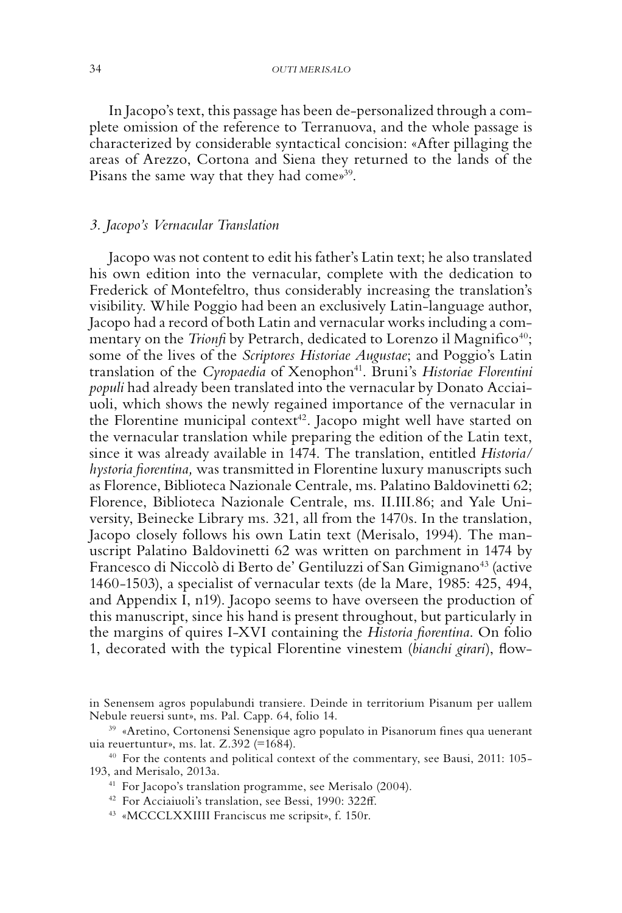In Jacopo's text, this passage has been de-personalized through a complete omission of the reference to Terranuova, and the whole passage is characterized by considerable syntactical concision: «After pillaging the areas of Arezzo, Cortona and Siena they returned to the lands of the Pisans the same way that they had come»[39].

### *3. Jacopo's Vernacular Translation*

Jacopo was not content to edit his father's Latin text; he also translated his own edition into the vernacular, complete with the dedication to Frederick of Montefeltro, thus considerably increasing the translation's visibility. While Poggio had been an exclusively Latin-language author, Jacopo had a record of both Latin and vernacular works including a commentary on the *Trionfi* by Petrarch, dedicated to Lorenzo il Magnifico[40]; some of the lives of the *Scriptores Historiae Augustae*; and Poggio's Latin translation of the *Cyropaedia* of Xenophon[41]. Bruni's *Historiae Florentini populi* had already been translated into the vernacular by Donato Acciaiuoli, which shows the newly regained importance of the vernacular in the Florentine municipal context[42]. Jacopo might well have started on the vernacular translation while preparing the edition of the Latin text, since it was already available in 1474. The translation, entitled *Historia/hystoria fiorentina,* was transmitted in Florentine luxury manuscripts such as Florence, Biblioteca Nazionale Centrale, ms. Palatino Baldovinetti 62; Florence, Biblioteca Nazionale Centrale, ms. II.III.86; and Yale University, Beinecke Library ms. 321, all from the 1470s. In the translation, Jacopo closely follows his own Latin text (Merisalo, 1994). The manuscript Palatino Baldovinetti 62 was written on parchment in 1474 by Francesco di Niccolò di Berto de' Gentiluzzi of San Gimignano[43] (active 1460-1503), a specialist of vernacular texts (de la Mare, 1985: 425, 494, and Appendix I, n19). Jacopo seems to have overseen the production of this manuscript, since his hand is present throughout, but particularly in the margins of quires I-XVI containing the *Historia fiorentina*. On folio 1, decorated with the typical Florentine vinestem (*bianchi girari*), flow-

in Senensem agros populabundi transiere. Deinde in territorium Pisanum per uallem Nebule reuersi sunt», ms. Pal. Capp. 64, folio 14.

[39] «Aretino, Cortonensi Senensique agro populato in Pisanorum fines qua uenerant uia reuertuntur», ms. lat. Z.392 (=1684).

[40] For the contents and political context of the commentary, see Bausi, 2011: 105-193, and Merisalo, 2013a.

[41] For Jacopo's translation programme, see Merisalo (2004).

[42] For Acciaiuoli's translation, see Bessi, 1990: 322ff.

[43] «MCCCLXXIIII Franciscus me scripsit», f. 150r.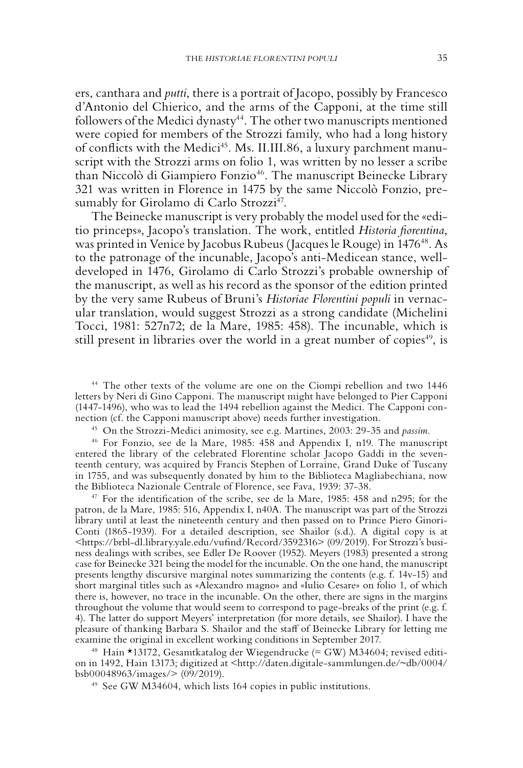ers, canthara and *putti*, there is a portrait of Jacopo, possibly by Francesco d'Antonio del Chierico, and the arms of the Capponi, at the time still followers of the Medici dynasty[44]. The other two manuscripts mentioned were copied for members of the Strozzi family, who had a long history of conflicts with the Medici[45]. Ms. II.III.86, a luxury parchment manuscript with the Strozzi arms on folio 1, was written by no lesser a scribe than Niccolò di Giampiero Fonzio[46]. The manuscript Beinecke Library 321 was written in Florence in 1475 by the same Niccolò Fonzio, presumably for Girolamo di Carlo Strozzi[47].

The Beinecke manuscript is very probably the model used for the «editio princeps», Jacopo's translation. The work, entitled *Historia fiorentina*, was printed in Venice by Jacobus Rubeus (Jacques le Rouge) in 1476[48]. As to the patronage of the incunable, Jacopo's anti-Medicean stance, well-developed in 1476, Girolamo di Carlo Strozzi's probable ownership of the manuscript, as well as his record as the sponsor of the edition printed by the very same Rubeus of Bruni's *Historiae Florentini populi* in vernacular translation, would suggest Strozzi as a strong candidate (Michelini Tocci, 1981: 527n72; de la Mare, 1985: 458). The incunable, which is still present in libraries over the world in a great number of copies[49], is

[44] The other texts of the volume are one on the Ciompi rebellion and two 1446 letters by Neri di Gino Capponi. The manuscript might have belonged to Pier Capponi (1447-1496), who was to lead the 1494 rebellion against the Medici. The Capponi connection (cf. the Capponi manuscript above) needs further investigation.

[45] On the Strozzi-Medici animosity, see e.g. Martines, 2003: 29-35 and *passim*.

[46] For Fonzio, see de la Mare, 1985: 458 and Appendix I, n19. The manuscript entered the library of the celebrated Florentine scholar Jacopo Gaddi in the seventeenth century, was acquired by Francis Stephen of Lorraine, Grand Duke of Tuscany in 1755, and was subsequently donated by him to the Biblioteca Magliabechiana, now the Biblioteca Nazionale Centrale of Florence, see Fava, 1939: 37-38.

[47] For the identification of the scribe, see de la Mare, 1985: 458 and n295; for the patron, de la Mare, 1985: 516, Appendix I, n40A. The manuscript was part of the Strozzi library until at least the nineteenth century and then passed on to Prince Piero Ginori-Conti (1865-1939). For a detailed description, see Shailor (s.d.). A digital copy is at <https://brbl-dl.library.yale.edu/vufind/Record/3592316> (09/2019). For Strozzi's business dealings with scribes, see Edler De Roover (1952). Meyers (1983) presented a strong case for Beinecke 321 being the model for the incunable. On the one hand, the manuscript presents lengthy discursive marginal notes summarizing the contents (e.g. f. 14v-15) and short marginal titles such as «Alexandro magno» and «Iulio Cesare» on folio 1, of which there is, however, no trace in the incunable. On the other, there are signs in the margins throughout the volume that would seem to correspond to page-breaks of the print (e.g. f. 4). The latter do support Meyers' interpretation (for more details, see Shailor). I have the pleasure of thanking Barbara S. Shailor and the staff of Beinecke Library for letting me examine the original in excellent working conditions in September 2017.

[48] Hain *13172, Gesamtkatalog der Wiegendrucke (= GW) M34604; revised edition in 1492, Hain 13173; digitized at <http://daten.digitale-sammlungen.de/~db/0004/bsb00048963/images/> (09/2019).

[49] See GW M34604, which lists 164 copies in public institutions.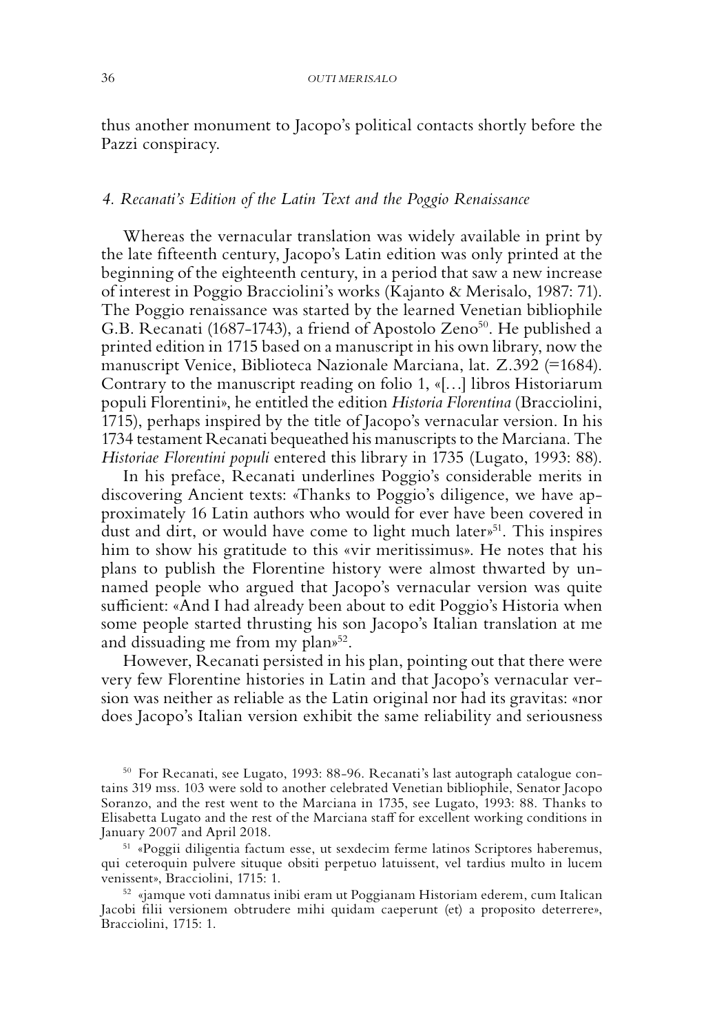thus another monument to Jacopo's political contacts shortly before the Pazzi conspiracy.

### *4. Recanati's Edition of the Latin Text and the Poggio Renaissance*

Whereas the vernacular translation was widely available in print by the late fifteenth century, Jacopo's Latin edition was only printed at the beginning of the eighteenth century, in a period that saw a new increase of interest in Poggio Bracciolini's works (Kajanto & Merisalo, 1987: 71). The Poggio renaissance was started by the learned Venetian bibliophile G.B. Recanati (1687-1743), a friend of Apostolo Zeno[50]. He published a printed edition in 1715 based on a manuscript in his own library, now the manuscript Venice, Biblioteca Nazionale Marciana, lat. Z.392 (=1684). Contrary to the manuscript reading on folio 1, «[…] libros Historiarum populi Florentini», he entitled the edition *Historia Florentina* (Bracciolini, 1715), perhaps inspired by the title of Jacopo's vernacular version. In his 1734 testament Recanati bequeathed his manuscripts to the Marciana. The *Historiae Florentini populi* entered this library in 1735 (Lugato, 1993: 88).

In his preface, Recanati underlines Poggio's considerable merits in discovering Ancient texts: «Thanks to Poggio's diligence, we have approximately 16 Latin authors who would for ever have been covered in dust and dirt, or would have come to light much later»[51]. This inspires him to show his gratitude to this «vir meritissimus». He notes that his plans to publish the Florentine history were almost thwarted by unnamed people who argued that Jacopo's vernacular version was quite sufficient: «And I had already been about to edit Poggio's Historia when some people started thrusting his son Jacopo's Italian translation at me and dissuading me from my plan»[52].

However, Recanati persisted in his plan, pointing out that there were very few Florentine histories in Latin and that Jacopo's vernacular version was neither as reliable as the Latin original nor had its gravitas: «nor does Jacopo's Italian version exhibit the same reliability and seriousness

---

[50] For Recanati, see Lugato, 1993: 88-96. Recanati's last autograph catalogue contains 319 mss. 103 were sold to another celebrated Venetian bibliophile, Senator Jacopo Soranzo, and the rest went to the Marciana in 1735, see Lugato, 1993: 88. Thanks to Elisabetta Lugato and the rest of the Marciana staff for excellent working conditions in January 2007 and April 2018.

[51] «Poggii diligentia factum esse, ut sexdecim ferme latinos Scriptores haberemus, qui ceteroquin pulvere situque obsiti perpetuo latuissent, vel tardius multo in lucem venissent», Bracciolini, 1715: 1.

[52] «jamque voti damnatus inibi eram ut Poggianam Historiam ederem, cum Italican Jacobi filii versionem obtrudere mihi quidam caeperunt (et) a proposito deterrere», Bracciolini, 1715: 1.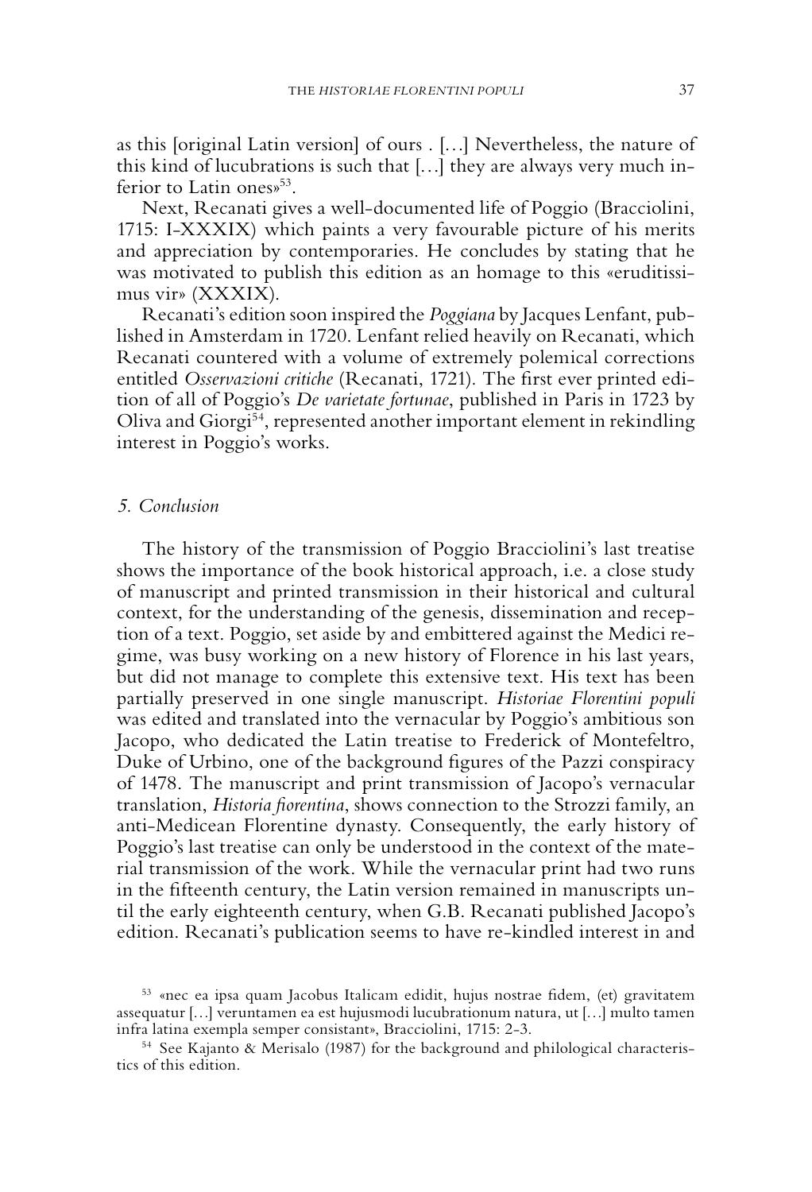as this [original Latin version] of ours . […] Nevertheless, the nature of this kind of lucubrations is such that […] they are always very much inferior to Latin ones»[53].

Next, Recanati gives a well-documented life of Poggio (Bracciolini, 1715: I-XXXIX) which paints a very favourable picture of his merits and appreciation by contemporaries. He concludes by stating that he was motivated to publish this edition as an homage to this «eruditissimus vir» (XXXIX).

Recanati's edition soon inspired the *Poggiana* by Jacques Lenfant, published in Amsterdam in 1720. Lenfant relied heavily on Recanati, which Recanati countered with a volume of extremely polemical corrections entitled *Osservazioni critiche* (Recanati, 1721). The first ever printed edition of all of Poggio's *De varietate fortunae*, published in Paris in 1723 by Oliva and Giorgi[54], represented another important element in rekindling interest in Poggio's works.

## *5. Conclusion*

The history of the transmission of Poggio Bracciolini's last treatise shows the importance of the book historical approach, i.e. a close study of manuscript and printed transmission in their historical and cultural context, for the understanding of the genesis, dissemination and reception of a text. Poggio, set aside by and embittered against the Medici regime, was busy working on a new history of Florence in his last years, but did not manage to complete this extensive text. His text has been partially preserved in one single manuscript. *Historiae Florentini populi* was edited and translated into the vernacular by Poggio's ambitious son Jacopo, who dedicated the Latin treatise to Frederick of Montefeltro, Duke of Urbino, one of the background figures of the Pazzi conspiracy of 1478. The manuscript and print transmission of Jacopo's vernacular translation, *Historia fiorentina*, shows connection to the Strozzi family, an anti-Medicean Florentine dynasty. Consequently, the early history of Poggio's last treatise can only be understood in the context of the material transmission of the work. While the vernacular print had two runs in the fifteenth century, the Latin version remained in manuscripts until the early eighteenth century, when G.B. Recanati published Jacopo's edition. Recanati's publication seems to have re-kindled interest in and

[53] «nec ea ipsa quam Jacobus Italicam edidit, hujus nostrae fidem, (et) gravitatem assequatur […] veruntamen ea est hujusmodi lucubrationum natura, ut […] multo tamen infra latina exempla semper consistant», Bracciolini, 1715: 2-3.

[54] See Kajanto & Merisalo (1987) for the background and philological characteristics of this edition.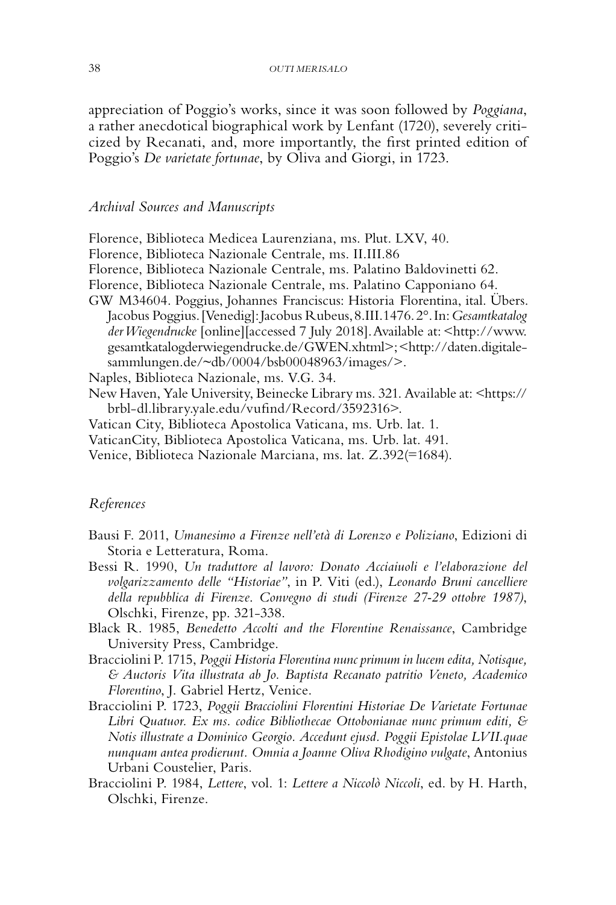appreciation of Poggio's works, since it was soon followed by *Poggiana*, a rather anecdotical biographical work by Lenfant (1720), severely criticized by Recanati, and, more importantly, the first printed edition of Poggio's *De varietate fortunae*, by Oliva and Giorgi, in 1723.

## *Archival Sources and Manuscripts*

Florence, Biblioteca Medicea Laurenziana, ms. Plut. LXV, 40.

Florence, Biblioteca Nazionale Centrale, ms. II.III.86

Florence, Biblioteca Nazionale Centrale, ms. Palatino Baldovinetti 62.

Florence, Biblioteca Nazionale Centrale, ms. Palatino Capponiano 64.

GW M34604. Poggius, Johannes Franciscus: Historia Florentina, ital. Übers. Jacobus Poggius. [Venedig]: Jacobus Rubeus, 8.III.1476. 2°. In: *Gesamtkatalog der Wiegendrucke* [online][accessed 7 July 2018]. Available at: <http://www.gesamtkatalogderwiegendrucke.de/GWEN.xhtml>; <http://daten.digitale-sammlungen.de/~db/0004/bsb00048963/images/>.

Naples, Biblioteca Nazionale, ms. V.G. 34.

New Haven, Yale University, Beinecke Library ms. 321. Available at: <https://brbl-dl.library.yale.edu/vufind/Record/3592316>.

Vatican City, Biblioteca Apostolica Vaticana, ms. Urb. lat. 1.

VaticanCity, Biblioteca Apostolica Vaticana, ms. Urb. lat. 491.

Venice, Biblioteca Nazionale Marciana, ms. lat. Z.392(=1684).

## *References*

Bausi F. 2011, *Umanesimo a Firenze nell'età di Lorenzo e Poliziano*, Edizioni di Storia e Letteratura, Roma.

Bessi R. 1990, *Un traduttore al lavoro: Donato Acciaiuoli e l'elaborazione del volgarizzamento delle "Historiae"*, in P. Viti (ed.), *Leonardo Bruni cancelliere della repubblica di Firenze. Convegno di studi (Firenze 27-29 ottobre 1987)*, Olschki, Firenze, pp. 321-338.

Black R. 1985, *Benedetto Accolti and the Florentine Renaissance*, Cambridge University Press, Cambridge.

Bracciolini P. 1715, *Poggii Historia Florentina nunc primum in lucem edita, Notisque, & Auctoris Vita illustrata ab Jo. Baptista Recanato patritio Veneto, Academico Florentino*, J. Gabriel Hertz, Venice.

Bracciolini P. 1723, *Poggii Bracciolini Florentini Historiae De Varietate Fortunae Libri Quatuor. Ex ms. codice Bibliothecae Ottobonianae nunc primum editi, & Notis illustrate a Dominico Georgio. Accedunt ejusd. Poggii Epistolae LVII.quae nunquam antea prodierunt. Omnia a Joanne Oliva Rhodigino vulgate*, Antonius Urbani Coustelier, Paris.

Bracciolini P. 1984, *Lettere*, vol. 1: *Lettere a Niccolò Niccoli*, ed. by H. Harth, Olschki, Firenze.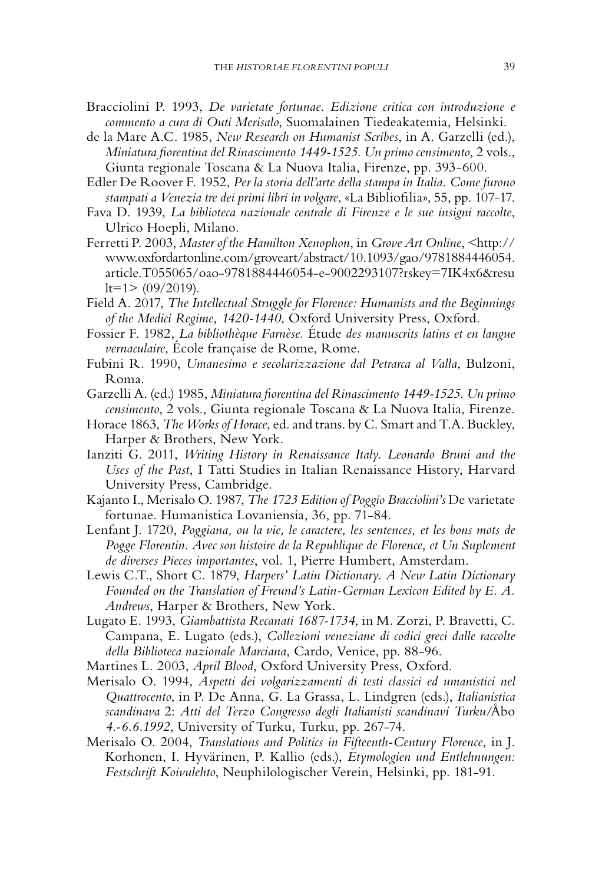Bracciolini P. 1993, *De varietate fortunae. Edizione critica con introduzione e commento a cura di Outi Merisalo*, Suomalainen Tiedeakatemia, Helsinki.

de la Mare A.C. 1985, *New Research on Humanist Scribes*, in A. Garzelli (ed.), *Miniatura fiorentina del Rinascimento 1449-1525. Un primo censimento*, 2 vols., Giunta regionale Toscana & La Nuova Italia, Firenze, pp. 393-600.

Edler De Roover F. 1952, *Per la storia dell'arte della stampa in Italia. Come furono stampati a Venezia tre dei primi libri in volgare*, «La Bibliofilia», 55, pp. 107-17.

Fava D. 1939, *La biblioteca nazionale centrale di Firenze e le sue insigni raccolte*, Ulrico Hoepli, Milano.

Ferretti P. 2003, *Master of the Hamilton Xenophon*, in *Grove Art Online*, <http://www.oxfordartonline.com/groveart/abstract/10.1093/gao/9781884446054.article.T055065/oao-9781884446054-e-9002293107?rskey=7IK4x6&result=1> (09/2019).

Field A. 2017, *The Intellectual Struggle for Florence: Humanists and the Beginnings of the Medici Regime, 1420-1440*, Oxford University Press, Oxford.

Fossier F. 1982, *La bibliothèque Farnèse.* Étude *des manuscrits latins et en langue vernaculaire*, École française de Rome, Rome.

Fubini R. 1990, *Umanesimo e secolarizzazione dal Petrarca al Valla*, Bulzoni, Roma.

Garzelli A. (ed.) 1985, *Miniatura fiorentina del Rinascimento 1449-1525. Un primo censimento*, 2 vols., Giunta regionale Toscana & La Nuova Italia, Firenze.

Horace 1863, *The Works of Horace*, ed. and trans. by C. Smart and T.A. Buckley, Harper & Brothers, New York.

Ianziti G. 2011, *Writing History in Renaissance Italy. Leonardo Bruni and the Uses of the Past*, I Tatti Studies in Italian Renaissance History, Harvard University Press, Cambridge.

Kajanto I., Merisalo O. 1987, *The 1723 Edition of Poggio Bracciolini's* De varietate fortunae. Humanistica Lovaniensia, 36, pp. 71-84.

Lenfant J. 1720, *Poggiana, ou la vie, le caractere, les sentences, et les bons mots de Pogge Florentin. Avec son histoire de la Republique de Florence, et Un Suplement de diverses Pieces importantes*, vol. 1, Pierre Humbert, Amsterdam.

Lewis C.T., Short C. 1879, *Harpers' Latin Dictionary. A New Latin Dictionary Founded on the Translation of Freund's Latin-German Lexicon Edited by E. A. Andrews*, Harper & Brothers, New York.

Lugato E. 1993, *Giambattista Recanati 1687-1734*, in M. Zorzi, P. Bravetti, C. Campana, E. Lugato (eds.), *Collezioni veneziane di codici greci dalle raccolte della Biblioteca nazionale Marciana*, Cardo, Venice, pp. 88-96.

Martines L. 2003, *April Blood*, Oxford University Press, Oxford.

Merisalo O. 1994, *Aspetti dei volgarizzamenti di testi classici ed umanistici nel Quattrocento*, in P. De Anna, G. La Grassa, L. Lindgren (eds.), *Italianistica scandinava* 2: *Atti del Terzo Congresso degli Italianisti scandinavi Turku/*Åbo *4.-6.6.1992*, University of Turku, Turku, pp. 267-74.

Merisalo O. 2004, *Translations and Politics in Fifteenth-Century Florence*, in J. Korhonen, I. Hyvärinen, P. Kallio (eds.), *Etymologien und Entlehnungen: Festschrift Koivulehto*, Neuphilologischer Verein, Helsinki, pp. 181-91.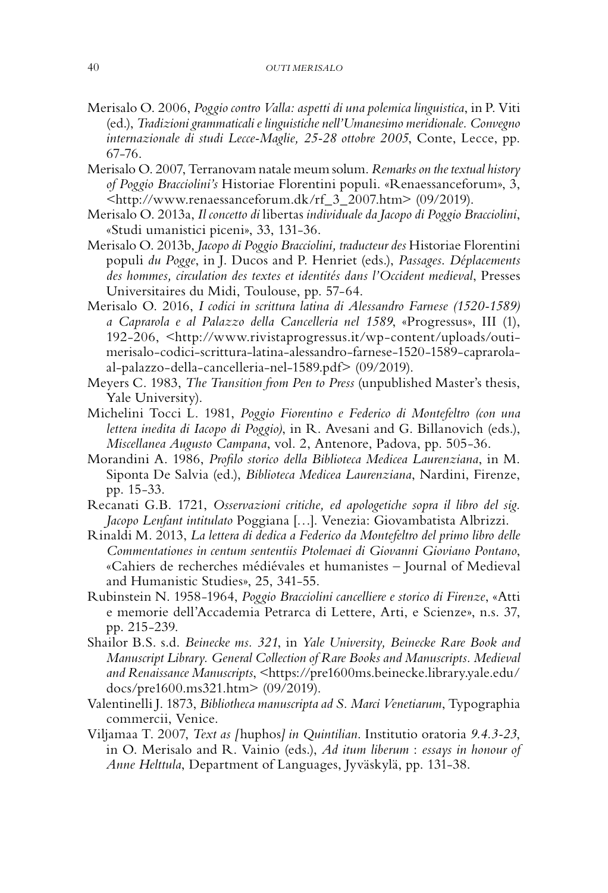Merisalo O. 2006, *Poggio contro Valla: aspetti di una polemica linguistica*, in P. Viti (ed.), *Tradizioni grammaticali e linguistiche nell'Umanesimo meridionale. Convegno internazionale di studi Lecce-Maglie, 25-28 ottobre 2005*, Conte, Lecce, pp. 67-76.

Merisalo O. 2007, Terranovam natale meum solum. *Remarks on the textual history of Poggio Bracciolini's* Historiae Florentini populi. «Renaessanceforum», 3, <http://www.renaessanceforum.dk/rf_3_2007.htm> (09/2019).

Merisalo O. 2013a, *Il concetto di* libertas *individuale da Jacopo di Poggio Bracciolini*, «Studi umanistici piceni», 33, 131-36.

Merisalo O. 2013b, *Jacopo di Poggio Bracciolini, traducteur des* Historiae Florentini populi *du Pogge*, in J. Ducos and P. Henriet (eds.), *Passages. Déplacements des hommes, circulation des textes et identités dans l'Occident medieval*, Presses Universitaires du Midi, Toulouse, pp. 57-64.

Merisalo O. 2016, *I codici in scrittura latina di Alessandro Farnese (1520-1589) a Caprarola e al Palazzo della Cancelleria nel 1589*, «Progressus», III (1), 192-206, <http://www.rivistaprogressus.it/wp-content/uploads/outi-merisalo-codici-scrittura-latina-alessandro-farnese-1520-1589-caprarola-al-palazzo-della-cancelleria-nel-1589.pdf> (09/2019).

Meyers C. 1983, *The Transition from Pen to Press* (unpublished Master's thesis, Yale University).

Michelini Tocci L. 1981, *Poggio Fiorentino e Federico di Montefeltro (con una lettera inedita di Iacopo di Poggio)*, in R. Avesani and G. Billanovich (eds.), *Miscellanea Augusto Campana*, vol. 2, Antenore, Padova, pp. 505-36.

Morandini A. 1986, *Profilo storico della Biblioteca Medicea Laurenziana*, in M. Siponta De Salvia (ed.), *Biblioteca Medicea Laurenziana*, Nardini, Firenze, pp. 15-33.

Recanati G.B. 1721, *Osservazioni critiche, ed apologetiche sopra il libro del sig. Jacopo Lenfant intitulato* Poggiana […]. Venezia: Giovambatista Albrizzi.

Rinaldi M. 2013, *La lettera di dedica a Federico da Montefeltro del primo libro delle Commentationes in centum sententiis Ptolemaei di Giovanni Gioviano Pontano*, «Cahiers de recherches médiévales et humanistes – Journal of Medieval and Humanistic Studies», 25, 341-55.

Rubinstein N. 1958-1964, *Poggio Bracciolini cancelliere e storico di Firenze*, «Atti e memorie dell'Accademia Petrarca di Lettere, Arti, e Scienze», n.s. 37, pp. 215-239.

Shailor B.S. s.d. *Beinecke ms. 321*, in *Yale University, Beinecke Rare Book and Manuscript Library. General Collection of Rare Books and Manuscripts. Medieval and Renaissance Manuscripts*, <https://pre1600ms.beinecke.library.yale.edu/docs/pre1600.ms321.htm> (09/2019).

Valentinelli J. 1873, *Bibliotheca manuscripta ad S. Marci Venetiarum*, Typographia commercii, Venice.

Viljamaa T. 2007, *Text as [*huphos*] in Quintilian.* Institutio oratoria *9.4.3-23*, in O. Merisalo and R. Vainio (eds.), *Ad itum liberum : essays in honour of Anne Helttula*, Department of Languages, Jyväskylä, pp. 131-38.